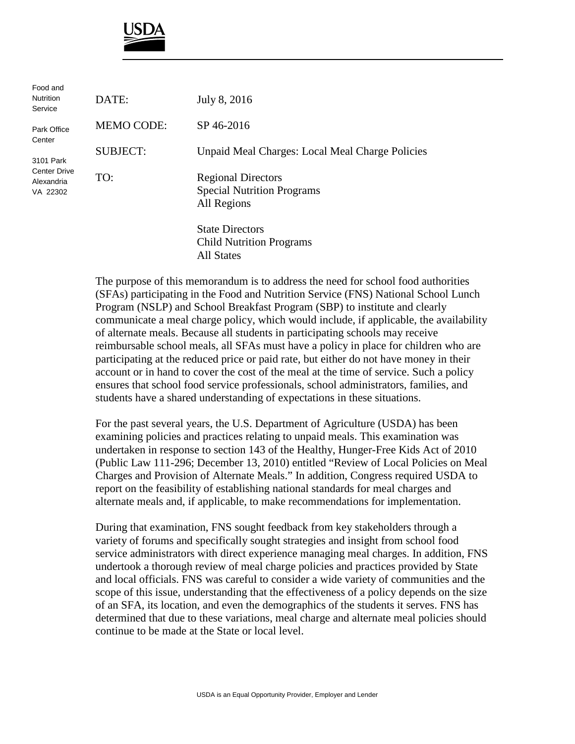USDA

Food and Nutrition Service

Park Office Center

3101 Park Center Drive Alexandria VA 22302

| | |
|---|---|
| DATE: | July 8, 2016 |
| MEMO CODE: | SP 46-2016 |
| SUBJECT: | Unpaid Meal Charges: Local Meal Charge Policies |
| TO: | Regional Directors<br>Special Nutrition Programs<br>All Regions<br><br>State Directors<br>Child Nutrition Programs<br>All States |

The purpose of this memorandum is to address the need for school food authorities (SFAs) participating in the Food and Nutrition Service (FNS) National School Lunch Program (NSLP) and School Breakfast Program (SBP) to institute and clearly communicate a meal charge policy, which would include, if applicable, the availability of alternate meals. Because all students in participating schools may receive reimbursable school meals, all SFAs must have a policy in place for children who are participating at the reduced price or paid rate, but either do not have money in their account or in hand to cover the cost of the meal at the time of service. Such a policy ensures that school food service professionals, school administrators, families, and students have a shared understanding of expectations in these situations.

For the past several years, the U.S. Department of Agriculture (USDA) has been examining policies and practices relating to unpaid meals. This examination was undertaken in response to section 143 of the Healthy, Hunger-Free Kids Act of 2010 (Public Law 111-296; December 13, 2010) entitled "Review of Local Policies on Meal Charges and Provision of Alternate Meals." In addition, Congress required USDA to report on the feasibility of establishing national standards for meal charges and alternate meals and, if applicable, to make recommendations for implementation.

During that examination, FNS sought feedback from key stakeholders through a variety of forums and specifically sought strategies and insight from school food service administrators with direct experience managing meal charges. In addition, FNS undertook a thorough review of meal charge policies and practices provided by State and local officials. FNS was careful to consider a wide variety of communities and the scope of this issue, understanding that the effectiveness of a policy depends on the size of an SFA, its location, and even the demographics of the students it serves. FNS has determined that due to these variations, meal charge and alternate meal policies should continue to be made at the State or local level.

USDA is an Equal Opportunity Provider, Employer and Lender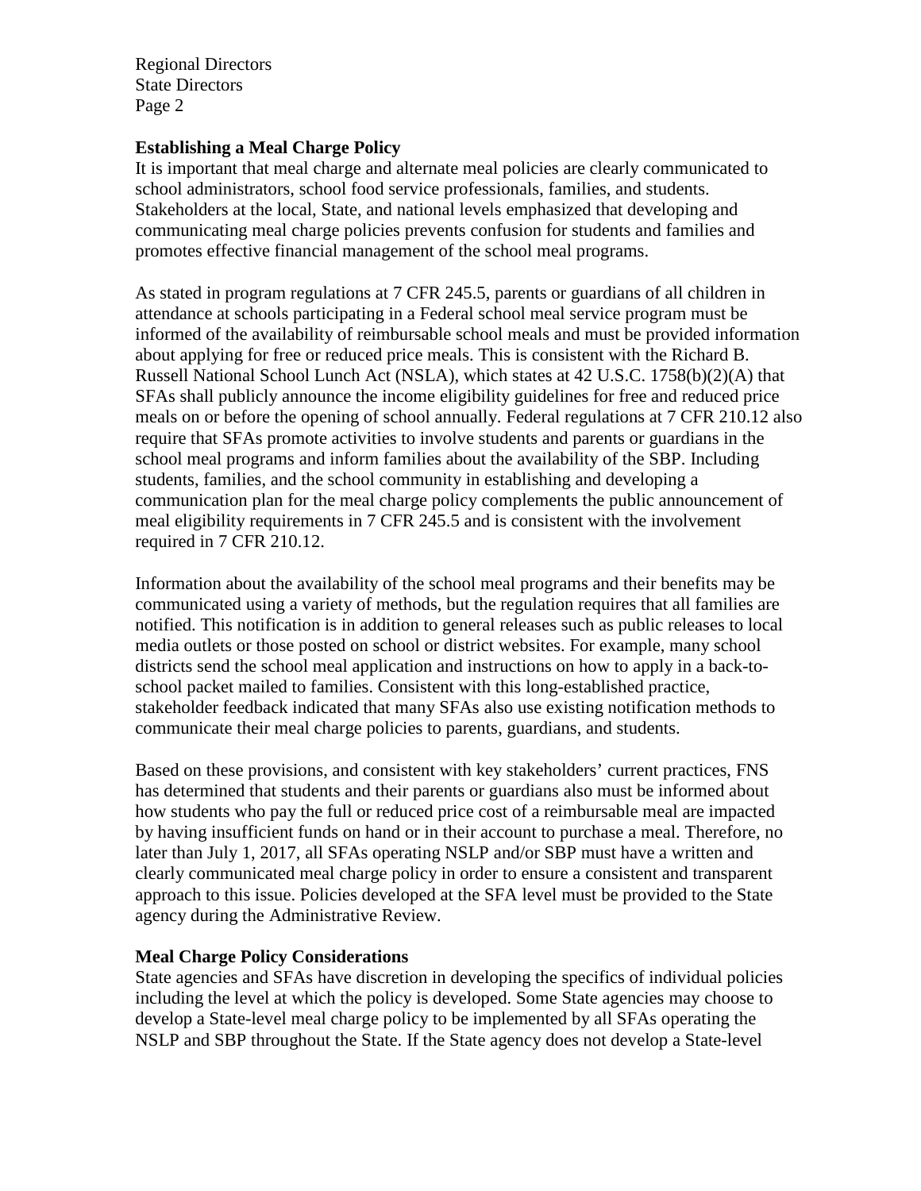**Establishing a Meal Charge Policy**

It is important that meal charge and alternate meal policies are clearly communicated to school administrators, school food service professionals, families, and students. Stakeholders at the local, State, and national levels emphasized that developing and communicating meal charge policies prevents confusion for students and families and promotes effective financial management of the school meal programs.

As stated in program regulations at 7 CFR 245.5, parents or guardians of all children in attendance at schools participating in a Federal school meal service program must be informed of the availability of reimbursable school meals and must be provided information about applying for free or reduced price meals. This is consistent with the Richard B. Russell National School Lunch Act (NSLA), which states at 42 U.S.C. 1758(b)(2)(A) that SFAs shall publicly announce the income eligibility guidelines for free and reduced price meals on or before the opening of school annually. Federal regulations at 7 CFR 210.12 also require that SFAs promote activities to involve students and parents or guardians in the school meal programs and inform families about the availability of the SBP. Including students, families, and the school community in establishing and developing a communication plan for the meal charge policy complements the public announcement of meal eligibility requirements in 7 CFR 245.5 and is consistent with the involvement required in 7 CFR 210.12.

Information about the availability of the school meal programs and their benefits may be communicated using a variety of methods, but the regulation requires that all families are notified. This notification is in addition to general releases such as public releases to local media outlets or those posted on school or district websites. For example, many school districts send the school meal application and instructions on how to apply in a back-to-school packet mailed to families. Consistent with this long-established practice, stakeholder feedback indicated that many SFAs also use existing notification methods to communicate their meal charge policies to parents, guardians, and students.

Based on these provisions, and consistent with key stakeholders' current practices, FNS has determined that students and their parents or guardians also must be informed about how students who pay the full or reduced price cost of a reimbursable meal are impacted by having insufficient funds on hand or in their account to purchase a meal. Therefore, no later than July 1, 2017, all SFAs operating NSLP and/or SBP must have a written and clearly communicated meal charge policy in order to ensure a consistent and transparent approach to this issue. Policies developed at the SFA level must be provided to the State agency during the Administrative Review.

**Meal Charge Policy Considerations**

State agencies and SFAs have discretion in developing the specifics of individual policies including the level at which the policy is developed. Some State agencies may choose to develop a State-level meal charge policy to be implemented by all SFAs operating the NSLP and SBP throughout the State. If the State agency does not develop a State-level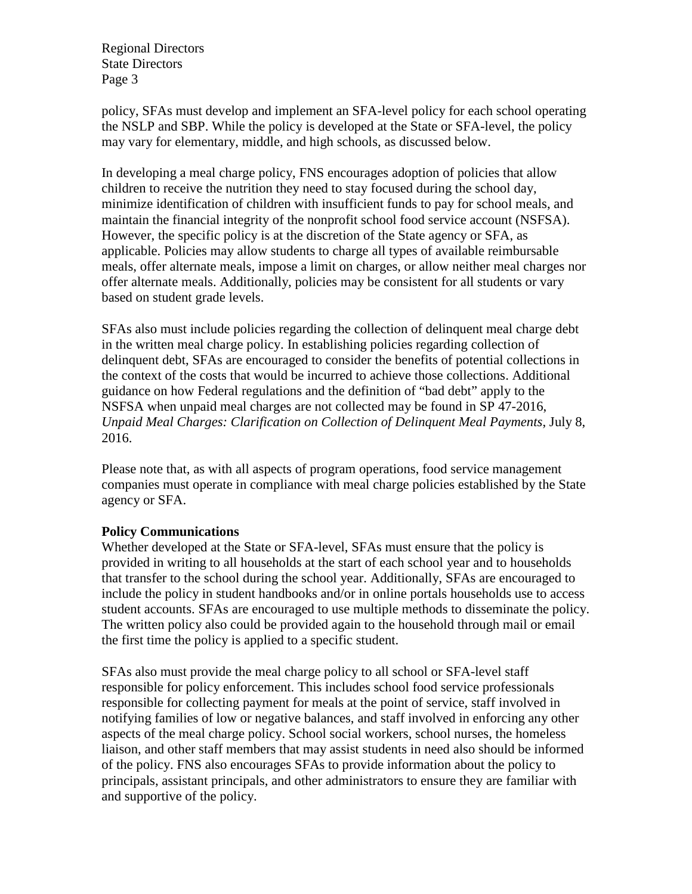policy, SFAs must develop and implement an SFA-level policy for each school operating the NSLP and SBP. While the policy is developed at the State or SFA-level, the policy may vary for elementary, middle, and high schools, as discussed below.

In developing a meal charge policy, FNS encourages adoption of policies that allow children to receive the nutrition they need to stay focused during the school day, minimize identification of children with insufficient funds to pay for school meals, and maintain the financial integrity of the nonprofit school food service account (NSFSA). However, the specific policy is at the discretion of the State agency or SFA, as applicable. Policies may allow students to charge all types of available reimbursable meals, offer alternate meals, impose a limit on charges, or allow neither meal charges nor offer alternate meals. Additionally, policies may be consistent for all students or vary based on student grade levels.

SFAs also must include policies regarding the collection of delinquent meal charge debt in the written meal charge policy. In establishing policies regarding collection of delinquent debt, SFAs are encouraged to consider the benefits of potential collections in the context of the costs that would be incurred to achieve those collections. Additional guidance on how Federal regulations and the definition of "bad debt" apply to the NSFSA when unpaid meal charges are not collected may be found in SP 47-2016, *Unpaid Meal Charges: Clarification on Collection of Delinquent Meal Payments*, July 8, 2016.

Please note that, as with all aspects of program operations, food service management companies must operate in compliance with meal charge policies established by the State agency or SFA.

**Policy Communications**

Whether developed at the State or SFA-level, SFAs must ensure that the policy is provided in writing to all households at the start of each school year and to households that transfer to the school during the school year. Additionally, SFAs are encouraged to include the policy in student handbooks and/or in online portals households use to access student accounts. SFAs are encouraged to use multiple methods to disseminate the policy. The written policy also could be provided again to the household through mail or email the first time the policy is applied to a specific student.

SFAs also must provide the meal charge policy to all school or SFA-level staff responsible for policy enforcement. This includes school food service professionals responsible for collecting payment for meals at the point of service, staff involved in notifying families of low or negative balances, and staff involved in enforcing any other aspects of the meal charge policy. School social workers, school nurses, the homeless liaison, and other staff members that may assist students in need also should be informed of the policy. FNS also encourages SFAs to provide information about the policy to principals, assistant principals, and other administrators to ensure they are familiar with and supportive of the policy.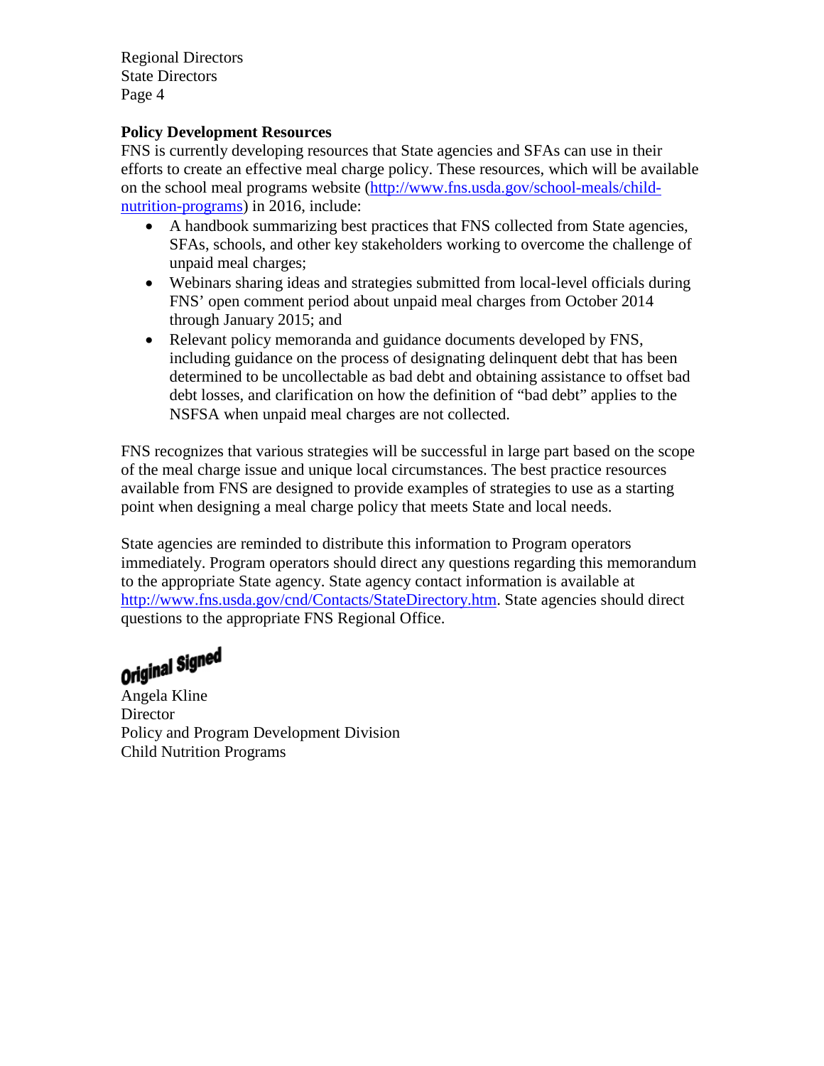**Policy Development Resources**

FNS is currently developing resources that State agencies and SFAs can use in their efforts to create an effective meal charge policy. These resources, which will be available on the school meal programs website (http://www.fns.usda.gov/school-meals/child-nutrition-programs) in 2016, include:

- A handbook summarizing best practices that FNS collected from State agencies, SFAs, schools, and other key stakeholders working to overcome the challenge of unpaid meal charges;
- Webinars sharing ideas and strategies submitted from local-level officials during FNS' open comment period about unpaid meal charges from October 2014 through January 2015; and
- Relevant policy memoranda and guidance documents developed by FNS, including guidance on the process of designating delinquent debt that has been determined to be uncollectable as bad debt and obtaining assistance to offset bad debt losses, and clarification on how the definition of "bad debt" applies to the NSFSA when unpaid meal charges are not collected.

FNS recognizes that various strategies will be successful in large part based on the scope of the meal charge issue and unique local circumstances. The best practice resources available from FNS are designed to provide examples of strategies to use as a starting point when designing a meal charge policy that meets State and local needs.

State agencies are reminded to distribute this information to Program operators immediately. Program operators should direct any questions regarding this memorandum to the appropriate State agency. State agency contact information is available at http://www.fns.usda.gov/cnd/Contacts/StateDirectory.htm. State agencies should direct questions to the appropriate FNS Regional Office.

Original Signed

Angela Kline
Director
Policy and Program Development Division
Child Nutrition Programs